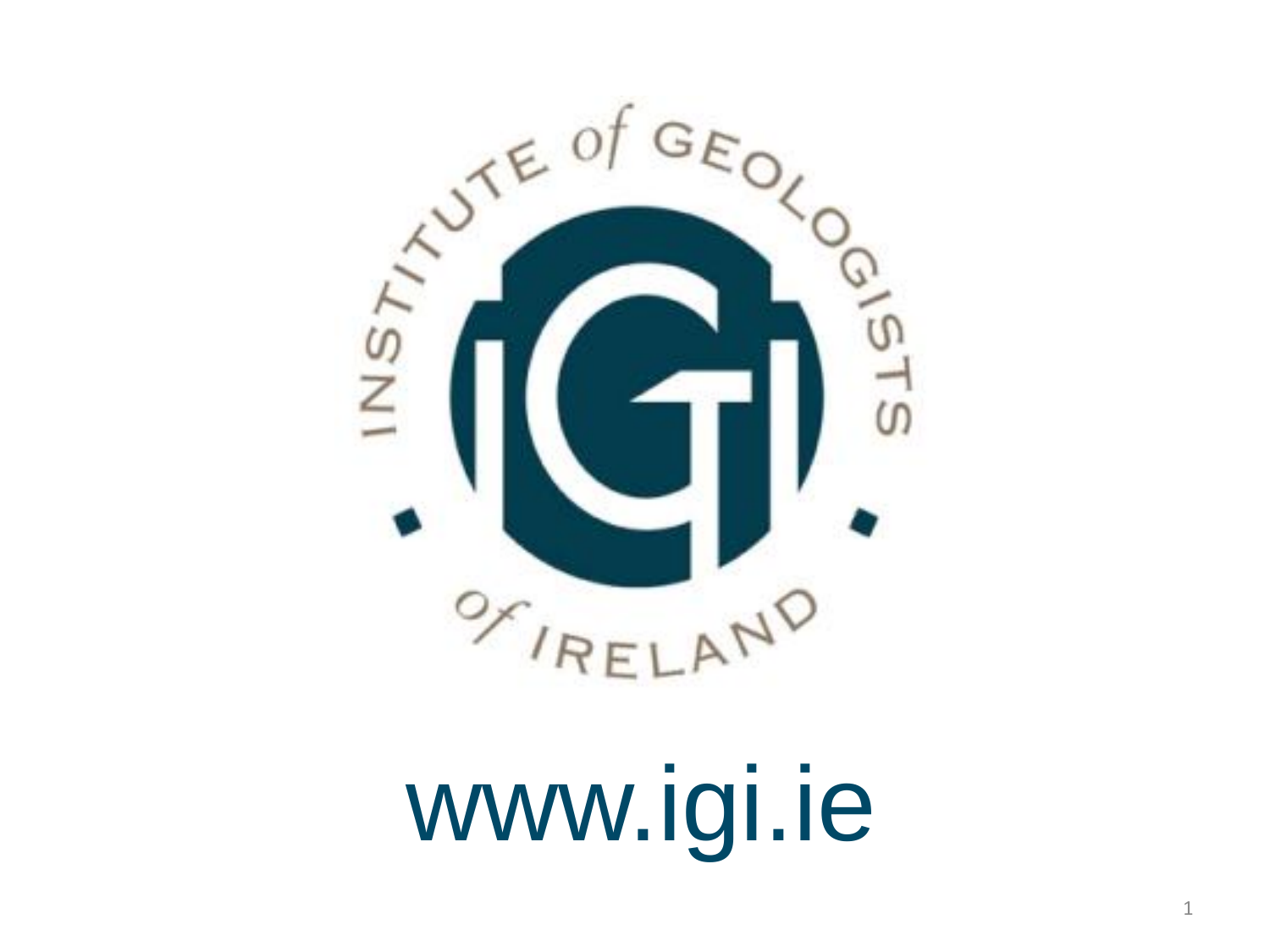INSTITUTE of GEOLOGISTS of IRELAND

www.igi.ie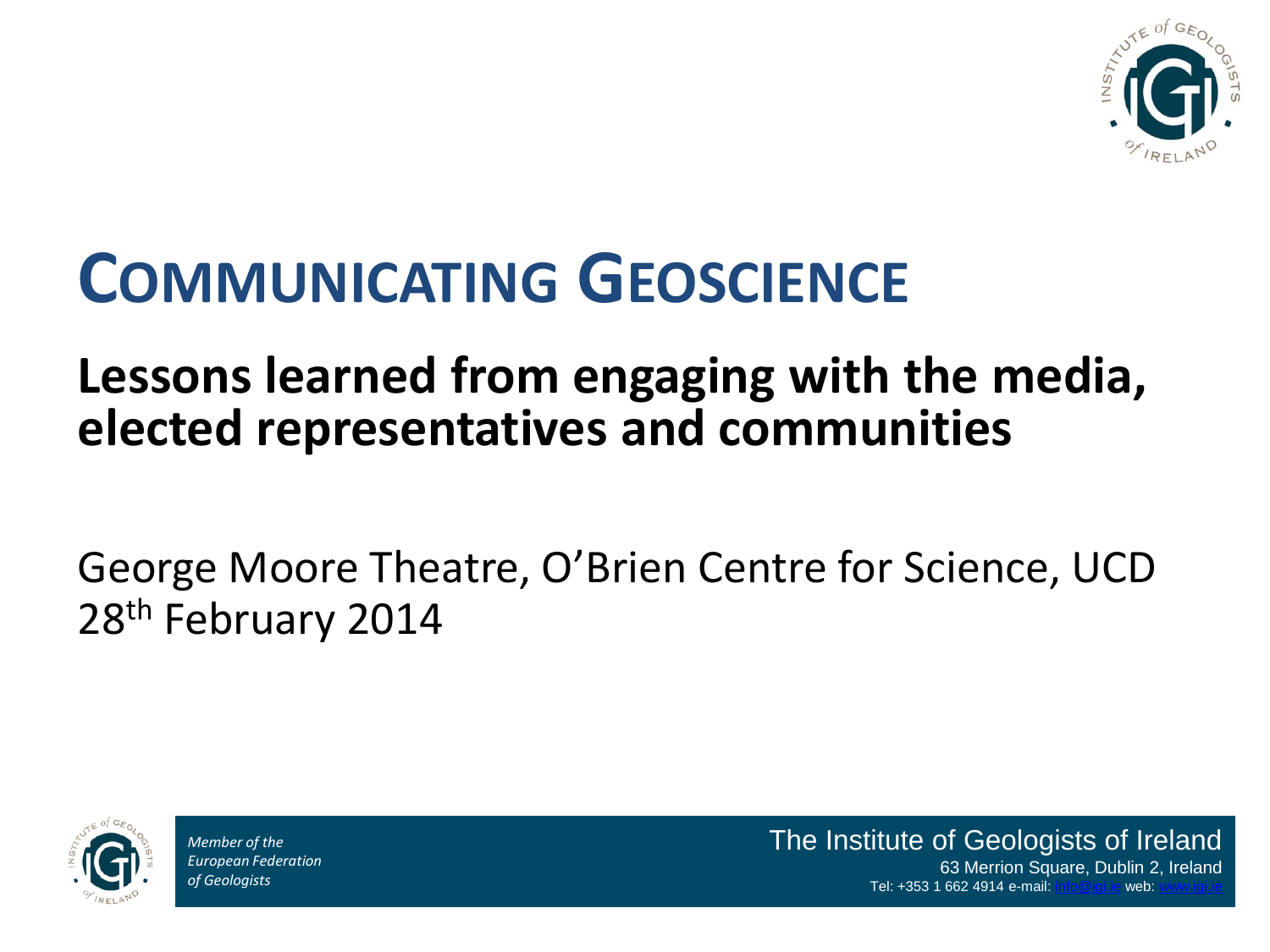# Communicating Geoscience

## Lessons learned from engaging with the media, elected representatives and communities

George Moore Theatre, O'Brien Centre for Science, UCD
28th February 2014

*Member of the European Federation of Geologists*

The Institute of Geologists of Ireland
63 Merrion Square, Dublin 2, Ireland
Tel: +353 1 662 4914 e-mail: info@igi.ie web: www.igi.ie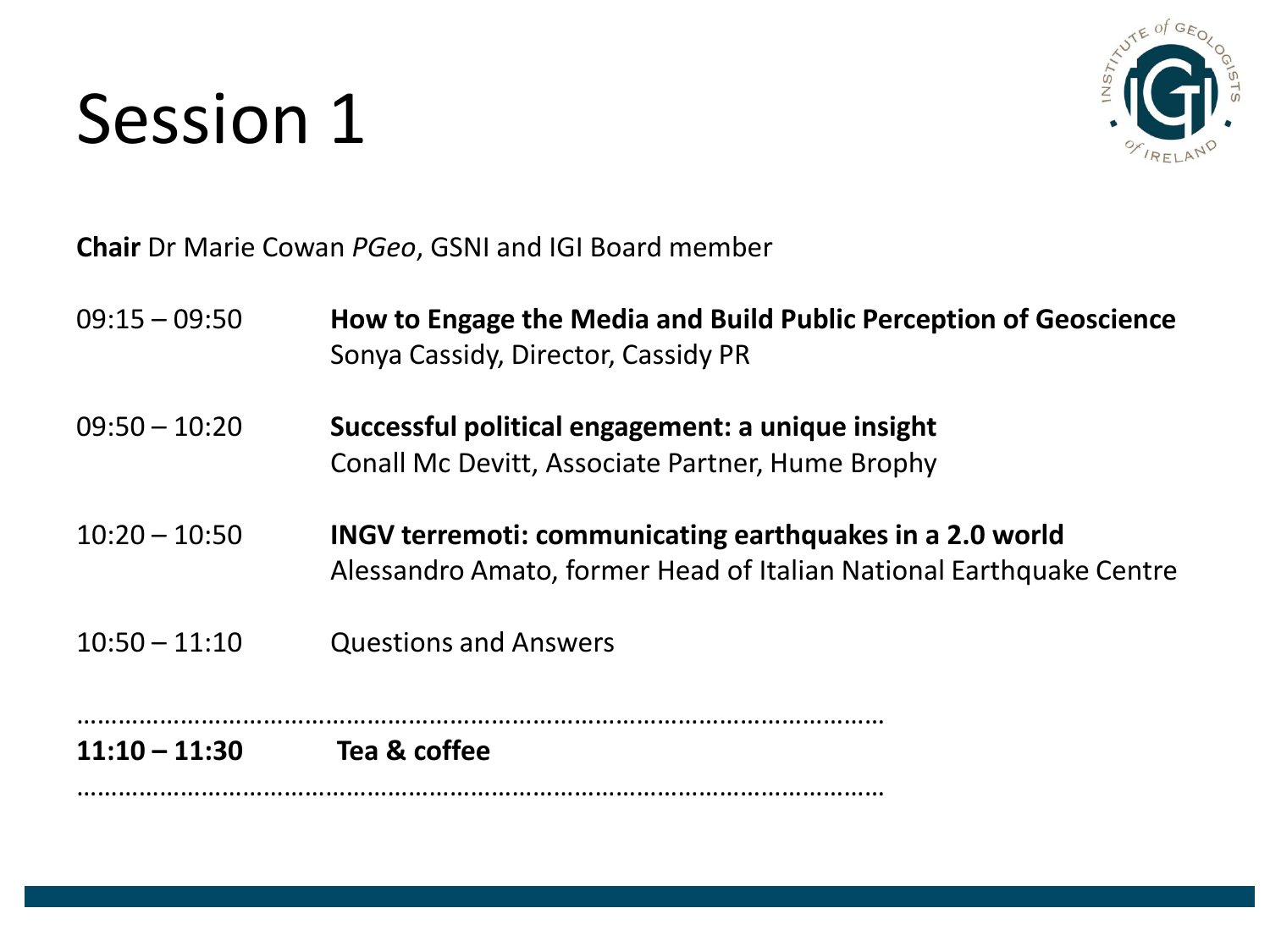# Session 1

**Chair** Dr Marie Cowan *PGeo*, GSNI and IGI Board member

| | |
|---|---|
| 09:15 – 09:50 | **How to Engage the Media and Build Public Perception of Geoscience**<br>Sonya Cassidy, Director, Cassidy PR |
| 09:50 – 10:20 | **Successful political engagement: a unique insight**<br>Conall Mc Devitt, Associate Partner, Hume Brophy |
| 10:20 – 10:50 | **INGV terremoti: communicating earthquakes in a 2.0 world**<br>Alessandro Amato, former Head of Italian National Earthquake Centre |
| 10:50 – 11:10 | Questions and Answers |

…………………………………………………………………………………………………………

**11:10 – 11:30** **Tea & coffee**

…………………………………………………………………………………………………………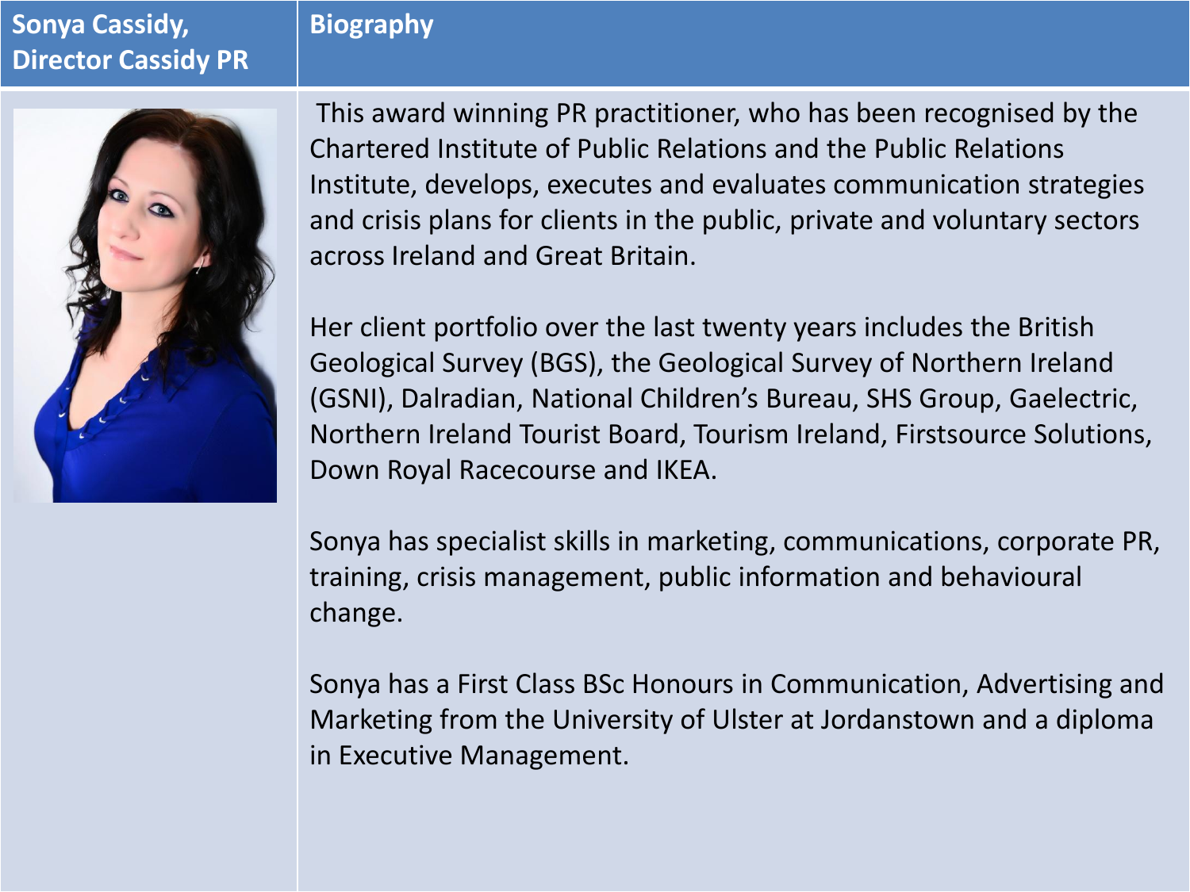| Sonya Cassidy, Director Cassidy PR | Biography |
|---|---|
| | This award winning PR practitioner, who has been recognised by the Chartered Institute of Public Relations and the Public Relations Institute, develops, executes and evaluates communication strategies and crisis plans for clients in the public, private and voluntary sectors across Ireland and Great Britain.<br><br>Her client portfolio over the last twenty years includes the British Geological Survey (BGS), the Geological Survey of Northern Ireland (GSNI), Dalradian, National Children's Bureau, SHS Group, Gaelectric, Northern Ireland Tourist Board, Tourism Ireland, Firstsource Solutions, Down Royal Racecourse and IKEA.<br><br>Sonya has specialist skills in marketing, communications, corporate PR, training, crisis management, public information and behavioural change.<br><br>Sonya has a First Class BSc Honours in Communication, Advertising and Marketing from the University of Ulster at Jordanstown and a diploma in Executive Management. |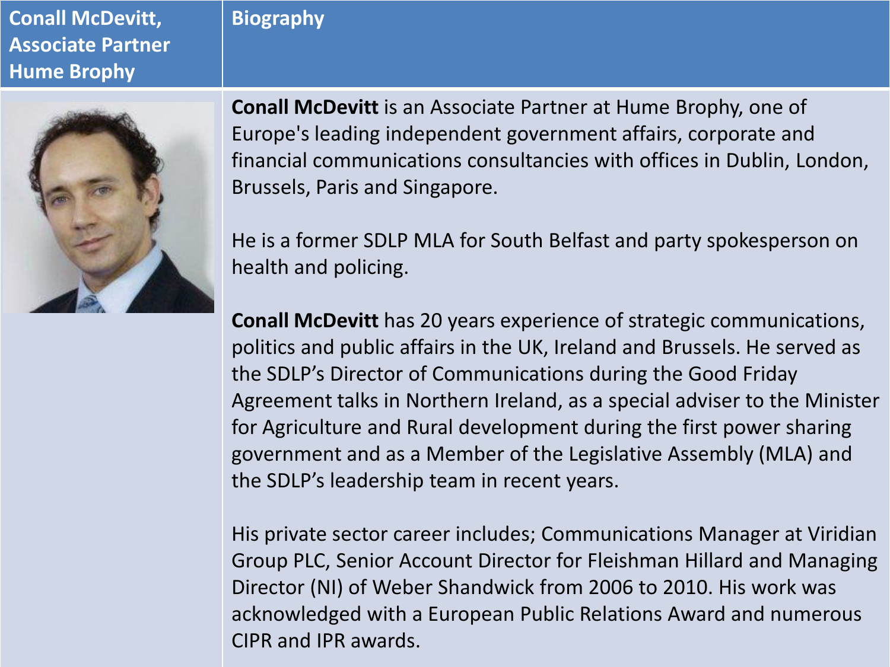| Conall McDevitt, Associate Partner Hume Brophy | Biography |
|---|---|
| | **Conall McDevitt** is an Associate Partner at Hume Brophy, one of Europe's leading independent government affairs, corporate and financial communications consultancies with offices in Dublin, London, Brussels, Paris and Singapore.<br><br>He is a former SDLP MLA for South Belfast and party spokesperson on health and policing.<br><br>**Conall McDevitt** has 20 years experience of strategic communications, politics and public affairs in the UK, Ireland and Brussels. He served as the SDLP's Director of Communications during the Good Friday Agreement talks in Northern Ireland, as a special adviser to the Minister for Agriculture and Rural development during the first power sharing government and as a Member of the Legislative Assembly (MLA) and the SDLP's leadership team in recent years.<br><br>His private sector career includes; Communications Manager at Viridian Group PLC, Senior Account Director for Fleishman Hillard and Managing Director (NI) of Weber Shandwick from 2006 to 2010. His work was acknowledged with a European Public Relations Award and numerous CIPR and IPR awards. |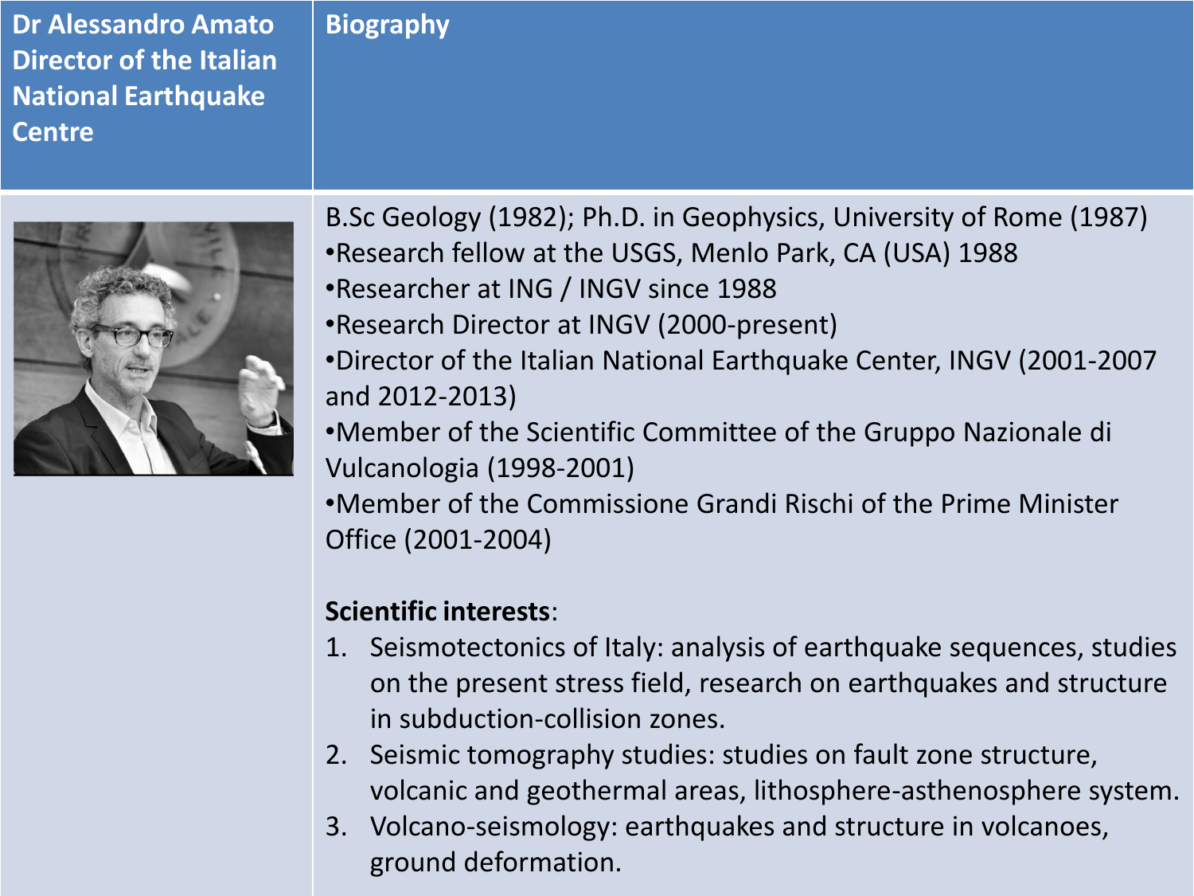| Dr Alessandro Amato Director of the Italian National Earthquake Centre | Biography |
| --- | --- |
| | B.Sc Geology (1982); Ph.D. in Geophysics, University of Rome (1987)<br>•Research fellow at the USGS, Menlo Park, CA (USA) 1988<br>•Researcher at ING / INGV since 1988<br>•Research Director at INGV (2000-present)<br>•Director of the Italian National Earthquake Center, INGV (2001-2007 and 2012-2013)<br>•Member of the Scientific Committee of the Gruppo Nazionale di Vulcanologia (1998-2001)<br>•Member of the Commissione Grandi Rischi of the Prime Minister Office (2001-2004)<br><br>**Scientific interests**:<br>1. Seismotectonics of Italy: analysis of earthquake sequences, studies on the present stress field, research on earthquakes and structure in subduction-collision zones.<br>2. Seismic tomography studies: studies on fault zone structure, volcanic and geothermal areas, lithosphere-asthenosphere system.<br>3. Volcano-seismology: earthquakes and structure in volcanoes, ground deformation. |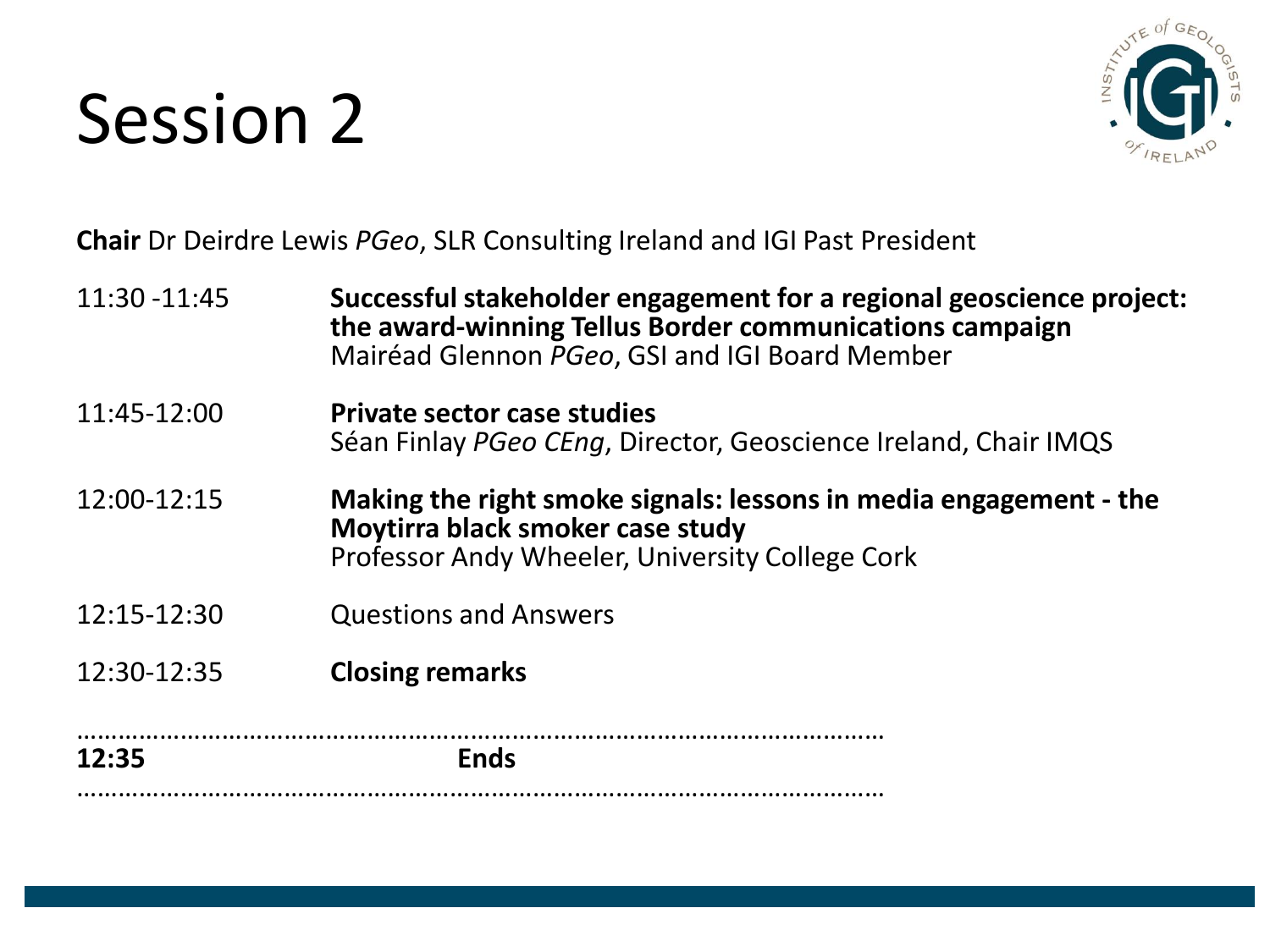# Session 2

**Chair** Dr Deirdre Lewis *PGeo*, SLR Consulting Ireland and IGI Past President

| | |
|---|---|
| 11:30 -11:45 | **Successful stakeholder engagement for a regional geoscience project: the award-winning Tellus Border communications campaign**<br>Mairéad Glennon *PGeo*, GSI and IGI Board Member |
| 11:45-12:00 | **Private sector case studies**<br>Séan Finlay *PGeo CEng*, Director, Geoscience Ireland, Chair IMQS |
| 12:00-12:15 | **Making the right smoke signals: lessons in media engagement - the Moytirra black smoker case study**<br>Professor Andy Wheeler, University College Cork |
| 12:15-12:30 | Questions and Answers |
| 12:30-12:35 | **Closing remarks** |

……………………………………………………………………………………………………

**12:35** **Ends**

……………………………………………………………………………………………………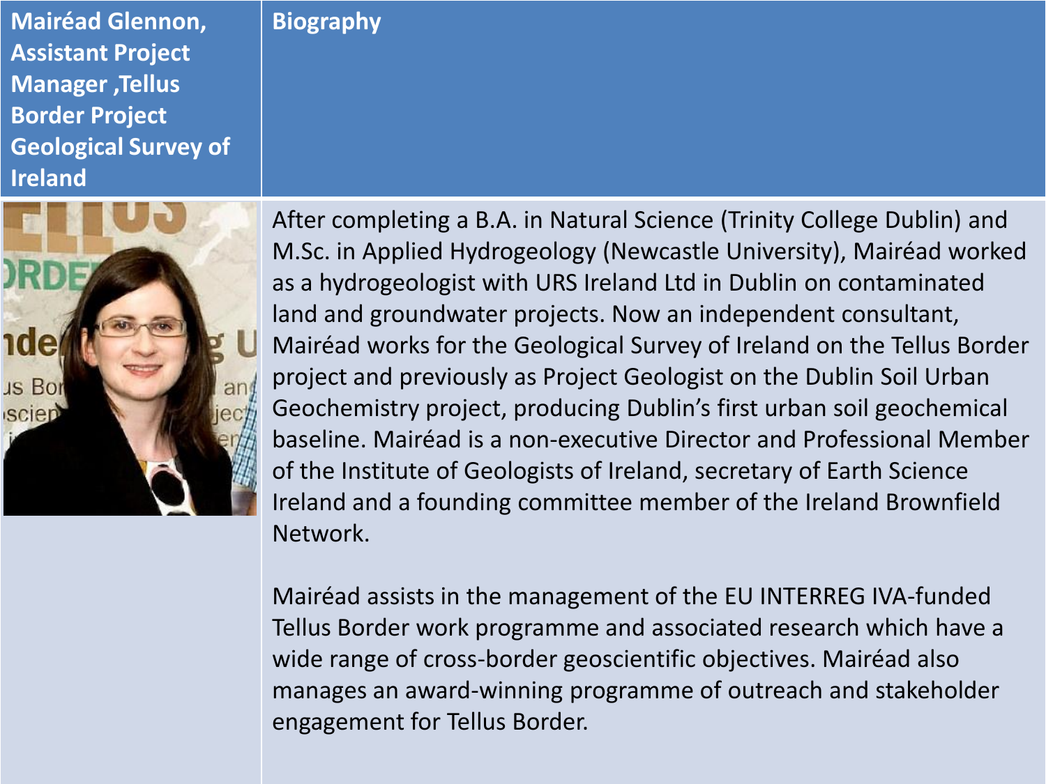| Mairéad Glennon, Assistant Project Manager ,Tellus Border Project Geological Survey of Ireland | Biography |
| --- | --- |
| | After completing a B.A. in Natural Science (Trinity College Dublin) and M.Sc. in Applied Hydrogeology (Newcastle University), Mairéad worked as a hydrogeologist with URS Ireland Ltd in Dublin on contaminated land and groundwater projects. Now an independent consultant, Mairéad works for the Geological Survey of Ireland on the Tellus Border project and previously as Project Geologist on the Dublin Soil Urban Geochemistry project, producing Dublin's first urban soil geochemical baseline. Mairéad is a non-executive Director and Professional Member of the Institute of Geologists of Ireland, secretary of Earth Science Ireland and a founding committee member of the Ireland Brownfield Network.<br><br>Mairéad assists in the management of the EU INTERREG IVA-funded Tellus Border work programme and associated research which have a wide range of cross-border geoscientific objectives. Mairéad also manages an award-winning programme of outreach and stakeholder engagement for Tellus Border. |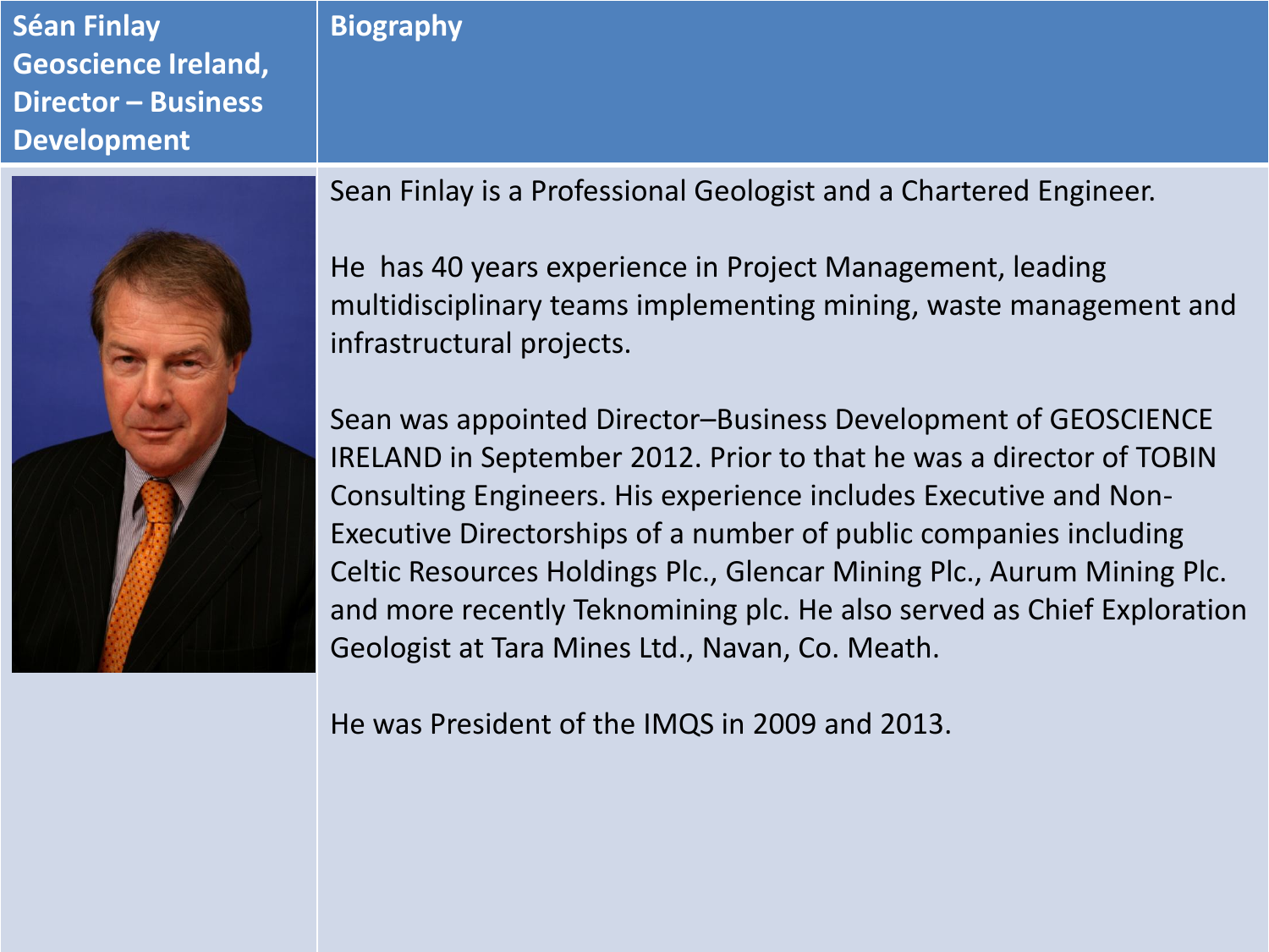| Séan Finlay Geoscience Ireland, Director – Business Development | Biography |
| --- | --- |
| | Sean Finlay is a Professional Geologist and a Chartered Engineer.<br><br>He has 40 years experience in Project Management, leading multidisciplinary teams implementing mining, waste management and infrastructural projects.<br><br>Sean was appointed Director–Business Development of GEOSCIENCE IRELAND in September 2012. Prior to that he was a director of TOBIN Consulting Engineers. His experience includes Executive and Non-Executive Directorships of a number of public companies including Celtic Resources Holdings Plc., Glencar Mining Plc., Aurum Mining Plc. and more recently Teknomining plc. He also served as Chief Exploration Geologist at Tara Mines Ltd., Navan, Co. Meath.<br><br>He was President of the IMQS in 2009 and 2013. |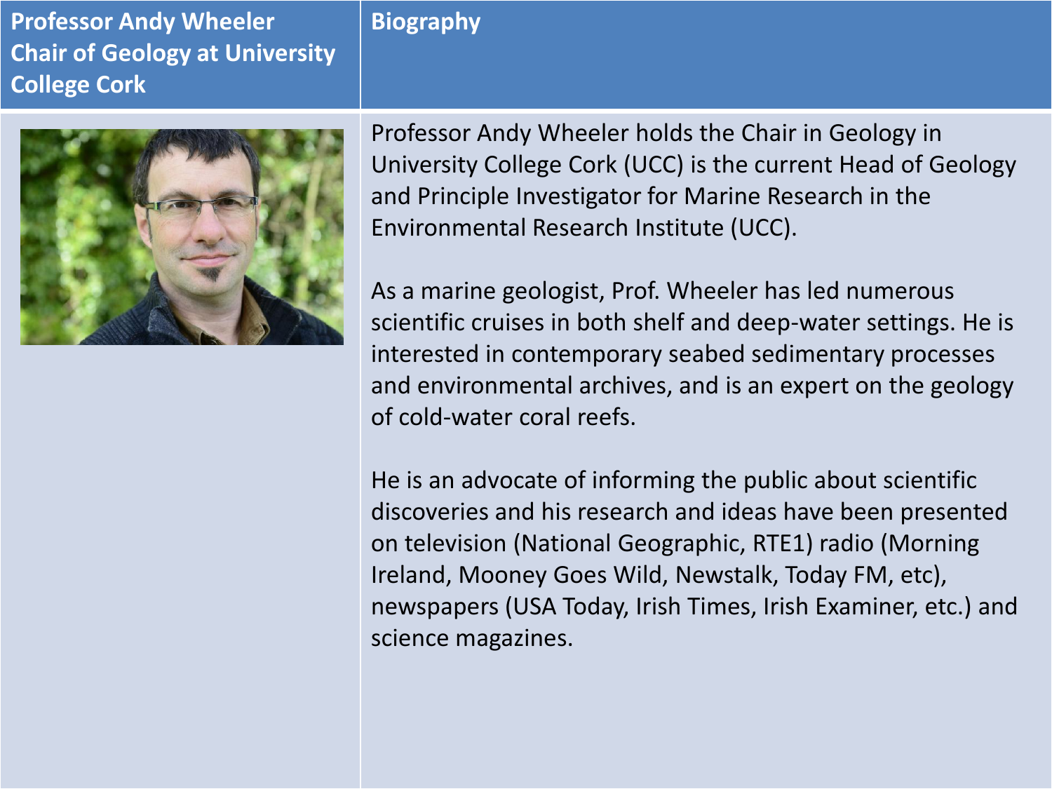| Professor Andy Wheeler Chair of Geology at University College Cork | Biography |
| --- | --- |
| | Professor Andy Wheeler holds the Chair in Geology in University College Cork (UCC) is the current Head of Geology and Principle Investigator for Marine Research in the Environmental Research Institute (UCC).<br><br>As a marine geologist, Prof. Wheeler has led numerous scientific cruises in both shelf and deep-water settings. He is interested in contemporary seabed sedimentary processes and environmental archives, and is an expert on the geology of cold-water coral reefs.<br><br>He is an advocate of informing the public about scientific discoveries and his research and ideas have been presented on television (National Geographic, RTE1) radio (Morning Ireland, Mooney Goes Wild, Newstalk, Today FM, etc), newspapers (USA Today, Irish Times, Irish Examiner, etc.) and science magazines. |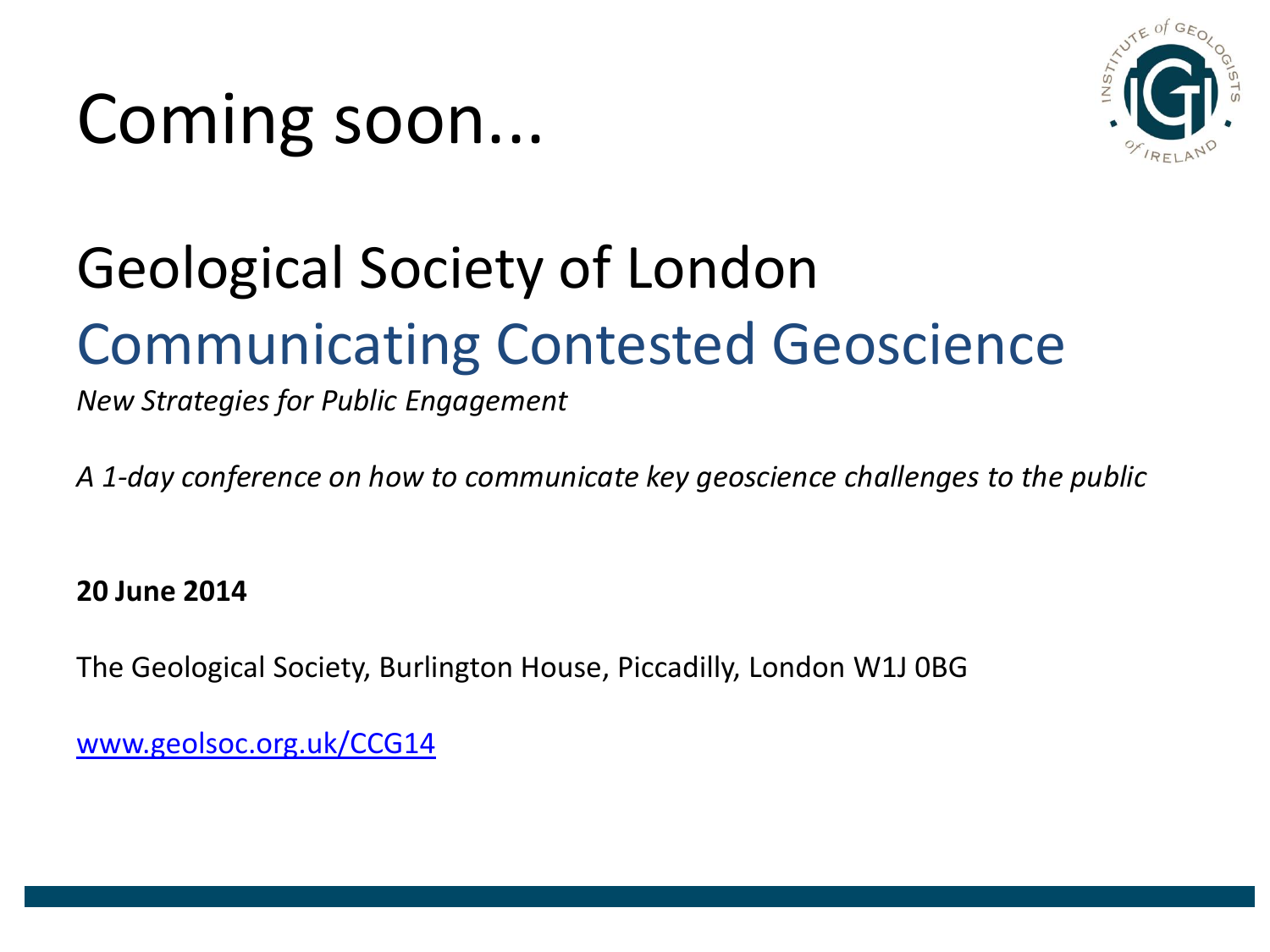# Coming soon...

## Geological Society of London

## Communicating Contested Geoscience

*New Strategies for Public Engagement*

*A 1-day conference on how to communicate key geoscience challenges to the public*

**20 June 2014**

The Geological Society, Burlington House, Piccadilly, London W1J 0BG

[www.geolsoc.org.uk/CCG14](http://www.geolsoc.org.uk/CCG14)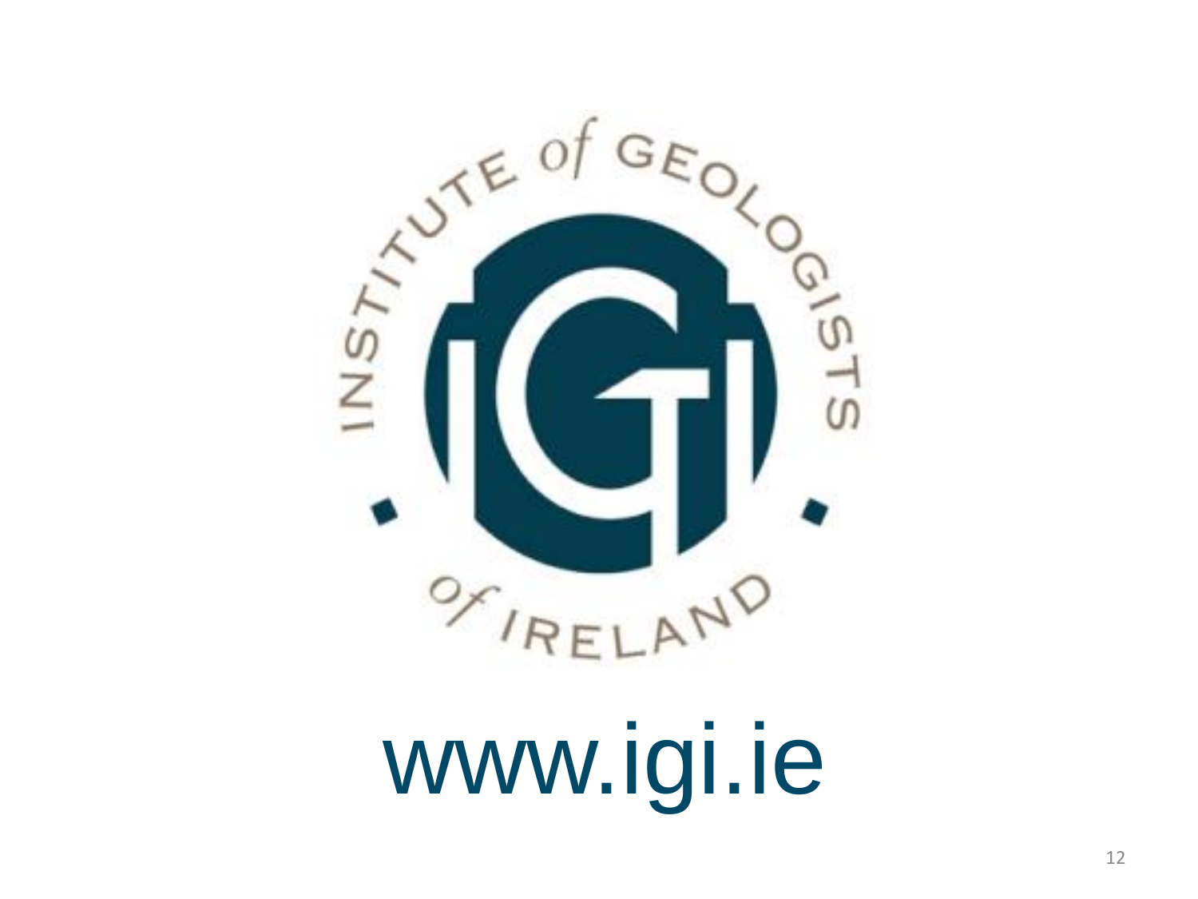INSTITUTE of GEOLOGISTS of IRELAND

www.igi.ie